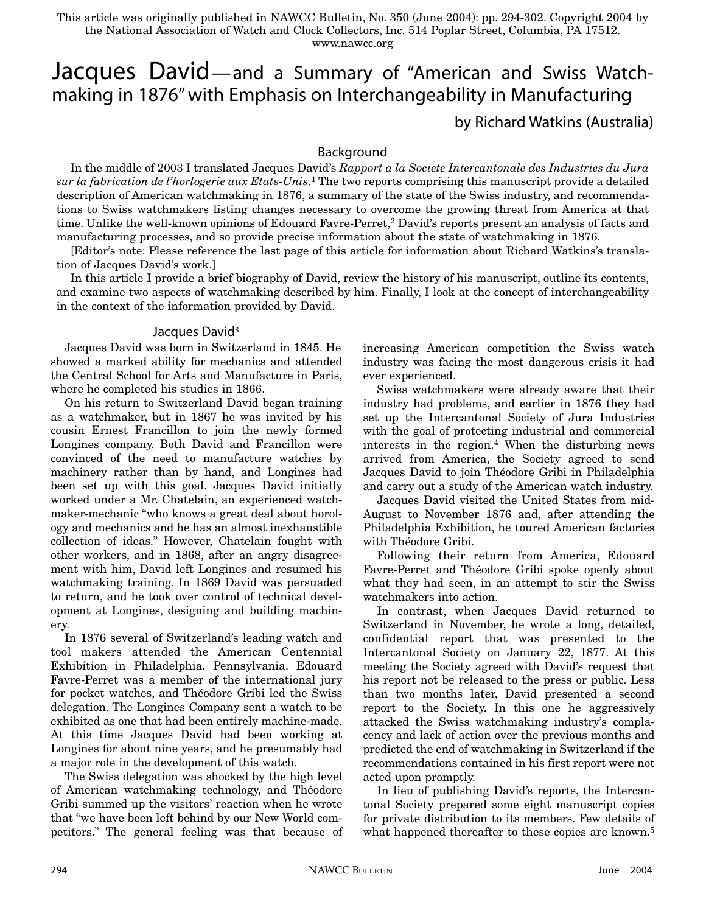This article was originally published in NAWCC Bulletin, No. 350 (June 2004): pp. 294-302. Copyright 2004 by the National Association of Watch and Clock Collectors, Inc. 514 Poplar Street, Columbia, PA 17512. www.nawcc.org

# Jacques David—and a Summary of "American and Swiss Watchmaking in 1876" with Emphasis on Interchangeability in Manufacturing

by Richard Watkins (Australia)

## Background

In the middle of 2003 I translated Jacques David's *Rapport a la Societe Intercantonale des Industries du Jura sur la fabrication de l'horlogerie aux Etats-Unis*.[1] The two reports comprising this manuscript provide a detailed description of American watchmaking in 1876, a summary of the state of the Swiss industry, and recommendations to Swiss watchmakers listing changes necessary to overcome the growing threat from America at that time. Unlike the well-known opinions of Edouard Favre-Perret,[2] David's reports present an analysis of facts and manufacturing processes, and so provide precise information about the state of watchmaking in 1876.

[Editor's note: Please reference the last page of this article for information about Richard Watkins's translation of Jacques David's work.]

In this article I provide a brief biography of David, review the history of his manuscript, outline its contents, and examine two aspects of watchmaking described by him. Finally, I look at the concept of interchangeability in the context of the information provided by David.

## Jacques David[3]

Jacques David was born in Switzerland in 1845. He showed a marked ability for mechanics and attended the Central School for Arts and Manufacture in Paris, where he completed his studies in 1866.

On his return to Switzerland David began training as a watchmaker, but in 1867 he was invited by his cousin Ernest Francillon to join the newly formed Longines company. Both David and Francillon were convinced of the need to manufacture watches by machinery rather than by hand, and Longines had been set up with this goal. Jacques David initially worked under a Mr. Chatelain, an experienced watchmaker-mechanic "who knows a great deal about horology and mechanics and he has an almost inexhaustible collection of ideas." However, Chatelain fought with other workers, and in 1868, after an angry disagreement with him, David left Longines and resumed his watchmaking training. In 1869 David was persuaded to return, and he took over control of technical development at Longines, designing and building machinery.

In 1876 several of Switzerland's leading watch and tool makers attended the American Centennial Exhibition in Philadelphia, Pennsylvania. Edouard Favre-Perret was a member of the international jury for pocket watches, and Théodore Gribi led the Swiss delegation. The Longines Company sent a watch to be exhibited as one that had been entirely machine-made. At this time Jacques David had been working at Longines for about nine years, and he presumably had a major role in the development of this watch.

The Swiss delegation was shocked by the high level of American watchmaking technology, and Théodore Gribi summed up the visitors' reaction when he wrote that "we have been left behind by our New World competitors." The general feeling was that because of increasing American competition the Swiss watch industry was facing the most dangerous crisis it had ever experienced.

Swiss watchmakers were already aware that their industry had problems, and earlier in 1876 they had set up the Intercantonal Society of Jura Industries with the goal of protecting industrial and commercial interests in the region.[4] When the disturbing news arrived from America, the Society agreed to send Jacques David to join Théodore Gribi in Philadelphia and carry out a study of the American watch industry.

Jacques David visited the United States from mid-August to November 1876 and, after attending the Philadelphia Exhibition, he toured American factories with Théodore Gribi.

Following their return from America, Edouard Favre-Perret and Théodore Gribi spoke openly about what they had seen, in an attempt to stir the Swiss watchmakers into action.

In contrast, when Jacques David returned to Switzerland in November, he wrote a long, detailed, confidential report that was presented to the Intercantonal Society on January 22, 1877. At this meeting the Society agreed with David's request that his report not be released to the press or public. Less than two months later, David presented a second report to the Society. In this one he aggressively attacked the Swiss watchmaking industry's complacency and lack of action over the previous months and predicted the end of watchmaking in Switzerland if the recommendations contained in his first report were not acted upon promptly.

In lieu of publishing David's reports, the Intercantonal Society prepared some eight manuscript copies for private distribution to its members. Few details of what happened thereafter to these copies are known.[5]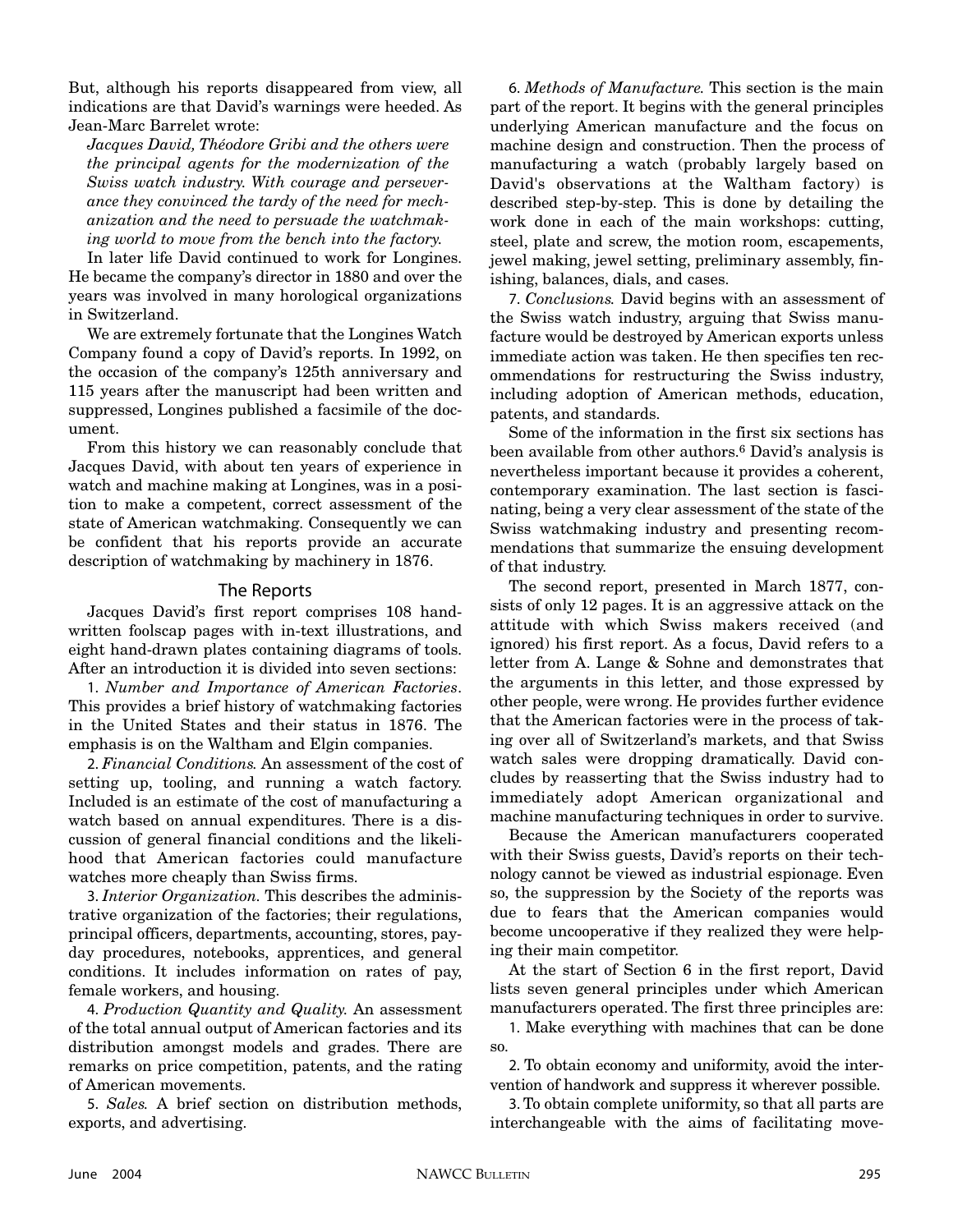But, although his reports disappeared from view, all indications are that David's warnings were heeded. As Jean-Marc Barrelet wrote:

*Jacques David, Théodore Gribi and the others were the principal agents for the modernization of the Swiss watch industry. With courage and perseverance they convinced the tardy of the need for mechanization and the need to persuade the watchmaking world to move from the bench into the factory.*

In later life David continued to work for Longines. He became the company's director in 1880 and over the years was involved in many horological organizations in Switzerland.

We are extremely fortunate that the Longines Watch Company found a copy of David's reports. In 1992, on the occasion of the company's 125th anniversary and 115 years after the manuscript had been written and suppressed, Longines published a facsimile of the document.

From this history we can reasonably conclude that Jacques David, with about ten years of experience in watch and machine making at Longines, was in a position to make a competent, correct assessment of the state of American watchmaking. Consequently we can be confident that his reports provide an accurate description of watchmaking by machinery in 1876.

## The Reports

Jacques David's first report comprises 108 handwritten foolscap pages with in-text illustrations, and eight hand-drawn plates containing diagrams of tools. After an introduction it is divided into seven sections:

1. *Number and Importance of American Factories*. This provides a brief history of watchmaking factories in the United States and their status in 1876. The emphasis is on the Waltham and Elgin companies.

2. *Financial Conditions.* An assessment of the cost of setting up, tooling, and running a watch factory. Included is an estimate of the cost of manufacturing a watch based on annual expenditures. There is a discussion of general financial conditions and the likelihood that American factories could manufacture watches more cheaply than Swiss firms.

3. *Interior Organization.* This describes the administrative organization of the factories; their regulations, principal officers, departments, accounting, stores, payday procedures, notebooks, apprentices, and general conditions. It includes information on rates of pay, female workers, and housing.

4. *Production Quantity and Quality.* An assessment of the total annual output of American factories and its distribution amongst models and grades. There are remarks on price competition, patents, and the rating of American movements.

5. *Sales.* A brief section on distribution methods, exports, and advertising.

6. *Methods of Manufacture.* This section is the main part of the report. It begins with the general principles underlying American manufacture and the focus on machine design and construction. Then the process of manufacturing a watch (probably largely based on David's observations at the Waltham factory) is described step-by-step. This is done by detailing the work done in each of the main workshops: cutting, steel, plate and screw, the motion room, escapements, jewel making, jewel setting, preliminary assembly, finishing, balances, dials, and cases.

7. *Conclusions.* David begins with an assessment of the Swiss watch industry, arguing that Swiss manufacture would be destroyed by American exports unless immediate action was taken. He then specifies ten recommendations for restructuring the Swiss industry, including adoption of American methods, education, patents, and standards.

Some of the information in the first six sections has been available from other authors.[6] David's analysis is nevertheless important because it provides a coherent, contemporary examination. The last section is fascinating, being a very clear assessment of the state of the Swiss watchmaking industry and presenting recommendations that summarize the ensuing development of that industry.

The second report, presented in March 1877, consists of only 12 pages. It is an aggressive attack on the attitude with which Swiss makers received (and ignored) his first report. As a focus, David refers to a letter from A. Lange & Sohne and demonstrates that the arguments in this letter, and those expressed by other people, were wrong. He provides further evidence that the American factories were in the process of taking over all of Switzerland's markets, and that Swiss watch sales were dropping dramatically. David concludes by reasserting that the Swiss industry had to immediately adopt American organizational and machine manufacturing techniques in order to survive.

Because the American manufacturers cooperated with their Swiss guests, David's reports on their technology cannot be viewed as industrial espionage. Even so, the suppression by the Society of the reports was due to fears that the American companies would become uncooperative if they realized they were helping their main competitor.

At the start of Section 6 in the first report, David lists seven general principles under which American manufacturers operated. The first three principles are:

1. Make everything with machines that can be done so.

2. To obtain economy and uniformity, avoid the intervention of handwork and suppress it wherever possible.

3. To obtain complete uniformity, so that all parts are interchangeable with the aims of facilitating move-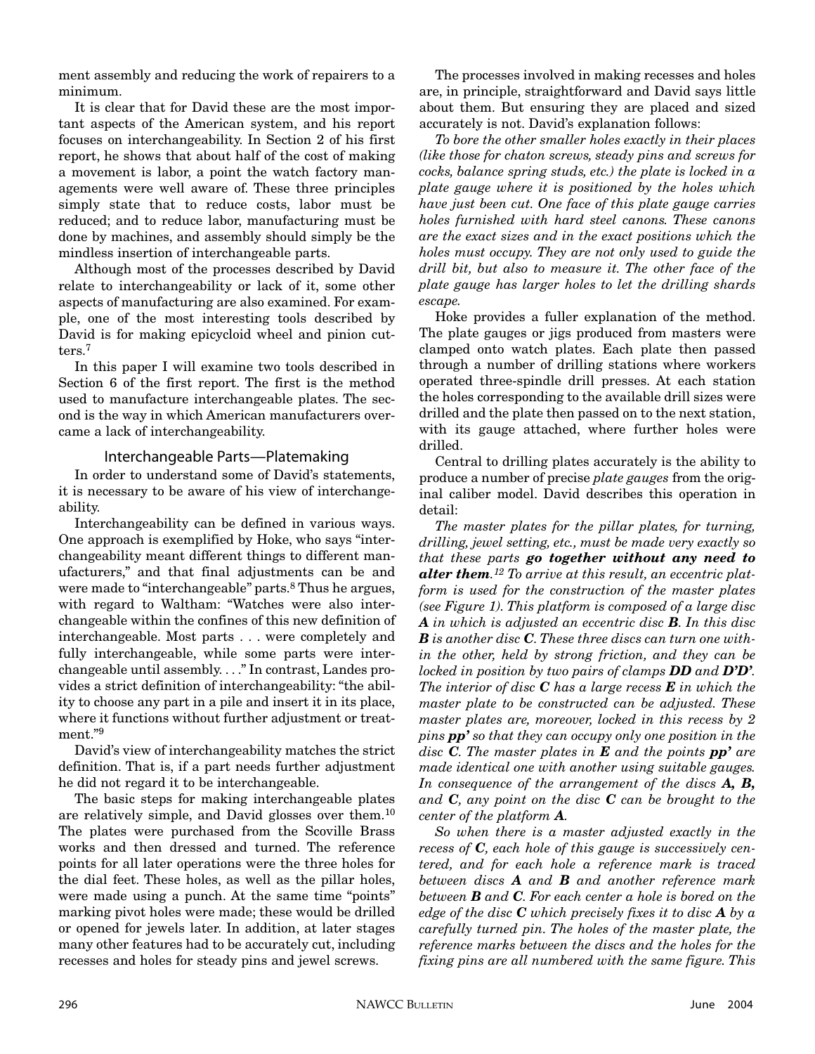ment assembly and reducing the work of repairers to a minimum.

It is clear that for David these are the most important aspects of the American system, and his report focuses on interchangeability. In Section 2 of his first report, he shows that about half of the cost of making a movement is labor, a point the watch factory managements were well aware of. These three principles simply state that to reduce costs, labor must be reduced; and to reduce labor, manufacturing must be done by machines, and assembly should simply be the mindless insertion of interchangeable parts.

Although most of the processes described by David relate to interchangeability or lack of it, some other aspects of manufacturing are also examined. For example, one of the most interesting tools described by David is for making epicycloid wheel and pinion cutters.[7]

In this paper I will examine two tools described in Section 6 of the first report. The first is the method used to manufacture interchangeable plates. The second is the way in which American manufacturers overcame a lack of interchangeability.

## Interchangeable Parts—Platemaking

In order to understand some of David's statements, it is necessary to be aware of his view of interchangeability.

Interchangeability can be defined in various ways. One approach is exemplified by Hoke, who says "interchangeability meant different things to different manufacturers," and that final adjustments can be and were made to "interchangeable" parts.[8] Thus he argues, with regard to Waltham: "Watches were also interchangeable within the confines of this new definition of interchangeable. Most parts . . . were completely and fully interchangeable, while some parts were interchangeable until assembly. . . ." In contrast, Landes provides a strict definition of interchangeability: "the ability to choose any part in a pile and insert it in its place, where it functions without further adjustment or treatment."[9]

David's view of interchangeability matches the strict definition. That is, if a part needs further adjustment he did not regard it to be interchangeable.

The basic steps for making interchangeable plates are relatively simple, and David glosses over them.[10] The plates were purchased from the Scoville Brass works and then dressed and turned. The reference points for all later operations were the three holes for the dial feet. These holes, as well as the pillar holes, were made using a punch. At the same time "points" marking pivot holes were made; these would be drilled or opened for jewels later. In addition, at later stages many other features had to be accurately cut, including recesses and holes for steady pins and jewel screws.

The processes involved in making recesses and holes are, in principle, straightforward and David says little about them. But ensuring they are placed and sized accurately is not. David's explanation follows:

*To bore the other smaller holes exactly in their places (like those for chaton screws, steady pins and screws for cocks, balance spring studs, etc.) the plate is locked in a plate gauge where it is positioned by the holes which have just been cut. One face of this plate gauge carries holes furnished with hard steel canons. These canons are the exact sizes and in the exact positions which the holes must occupy. They are not only used to guide the drill bit, but also to measure it. The other face of the plate gauge has larger holes to let the drilling shards escape.*

Hoke provides a fuller explanation of the method. The plate gauges or jigs produced from masters were clamped onto watch plates. Each plate then passed through a number of drilling stations where workers operated three-spindle drill presses. At each station the holes corresponding to the available drill sizes were drilled and the plate then passed on to the next station, with its gauge attached, where further holes were drilled.

Central to drilling plates accurately is the ability to produce a number of precise *plate gauges* from the original caliber model. David describes this operation in detail:

*The master plates for the pillar plates, for turning, drilling, jewel setting, etc., must be made very exactly so that these parts* ***go together without any need to alter them.****[12] To arrive at this result, an eccentric platform is used for the construction of the master plates (see Figure 1). This platform is composed of a large disc* ***A*** *in which is adjusted an eccentric disc* ***B****. In this disc* ***B*** *is another disc* ***C****. These three discs can turn one within the other, held by strong friction, and they can be locked in position by two pairs of clamps* ***DD*** *and* ***D'D'****. The interior of disc* ***C*** *has a large recess* ***E*** *in which the master plate to be constructed can be adjusted. These master plates are, moreover, locked in this recess by 2 pins* ***pp'*** *so that they can occupy only one position in the disc* ***C****. The master plates in* ***E*** *and the points* ***pp'*** *are made identical one with another using suitable gauges. In consequence of the arrangement of the discs* ***A, B,*** *and* ***C****, any point on the disc* ***C*** *can be brought to the center of the platform* ***A****.*

*So when there is a master adjusted exactly in the recess of* ***C****, each hole of this gauge is successively centered, and for each hole a reference mark is traced between discs* ***A*** *and* ***B*** *and another reference mark between* ***B*** *and* ***C****. For each center a hole is bored on the edge of the disc* ***C*** *which precisely fixes it to disc* ***A*** *by a carefully turned pin. The holes of the master plate, the reference marks between the discs and the holes for the fixing pins are all numbered with the same figure. This*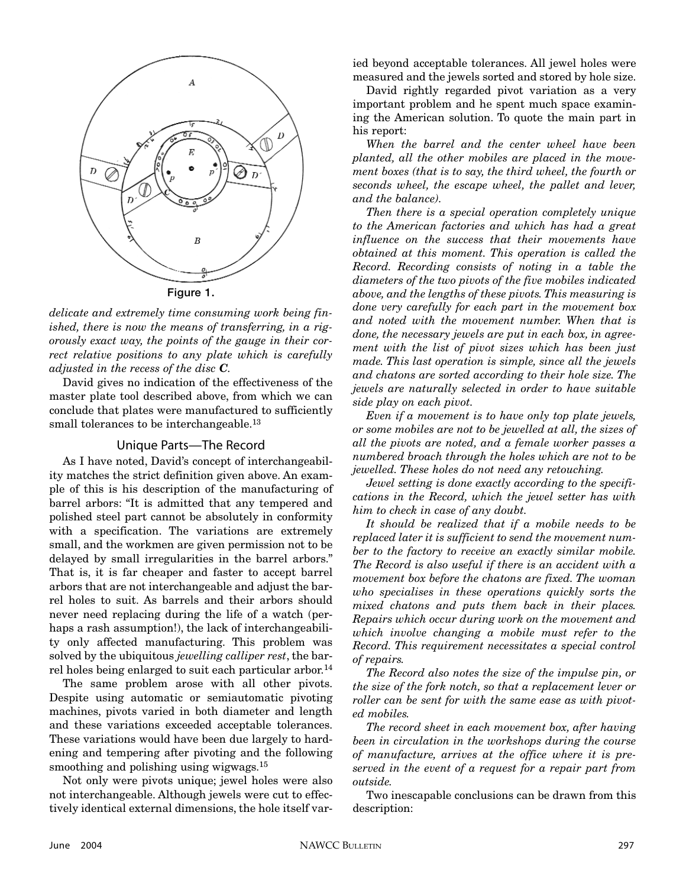Figure 1.

*delicate and extremely time consuming work being finished, there is now the means of transferring, in a rigorously exact way, the points of the gauge in their correct relative positions to any plate which is carefully adjusted in the recess of the disc **C**.*

David gives no indication of the effectiveness of the master plate tool described above, from which we can conclude that plates were manufactured to sufficiently small tolerances to be interchangeable.[13]

## Unique Parts—The Record

As I have noted, David's concept of interchangeability matches the strict definition given above. An example of this is his description of the manufacturing of barrel arbors: "It is admitted that any tempered and polished steel part cannot be absolutely in conformity with a specification. The variations are extremely small, and the workmen are given permission not to be delayed by small irregularities in the barrel arbors." That is, it is far cheaper and faster to accept barrel arbors that are not interchangeable and adjust the barrel holes to suit. As barrels and their arbors should never need replacing during the life of a watch (perhaps a rash assumption!), the lack of interchangeability only affected manufacturing. This problem was solved by the ubiquitous *jewelling calliper rest*, the barrel holes being enlarged to suit each particular arbor.[14]

The same problem arose with all other pivots. Despite using automatic or semiautomatic pivoting machines, pivots varied in both diameter and length and these variations exceeded acceptable tolerances. These variations would have been due largely to hardening and tempering after pivoting and the following smoothing and polishing using wigwags.[15]

Not only were pivots unique; jewel holes were also not interchangeable. Although jewels were cut to effectively identical external dimensions, the hole itself varied beyond acceptable tolerances. All jewel holes were measured and the jewels sorted and stored by hole size.

David rightly regarded pivot variation as a very important problem and he spent much space examining the American solution. To quote the main part in his report:

*When the barrel and the center wheel have been planted, all the other mobiles are placed in the movement boxes (that is to say, the third wheel, the fourth or seconds wheel, the escape wheel, the pallet and lever, and the balance).*

*Then there is a special operation completely unique to the American factories and which has had a great influence on the success that their movements have obtained at this moment. This operation is called the Record. Recording consists of noting in a table the diameters of the two pivots of the five mobiles indicated above, and the lengths of these pivots. This measuring is done very carefully for each part in the movement box and noted with the movement number. When that is done, the necessary jewels are put in each box, in agreement with the list of pivot sizes which has been just made. This last operation is simple, since all the jewels and chatons are sorted according to their hole size. The jewels are naturally selected in order to have suitable side play on each pivot.*

*Even if a movement is to have only top plate jewels, or some mobiles are not to be jewelled at all, the sizes of all the pivots are noted, and a female worker passes a numbered broach through the holes which are not to be jewelled. These holes do not need any retouching.*

*Jewel setting is done exactly according to the specifications in the Record, which the jewel setter has with him to check in case of any doubt.*

*It should be realized that if a mobile needs to be replaced later it is sufficient to send the movement number to the factory to receive an exactly similar mobile. The Record is also useful if there is an accident with a movement box before the chatons are fixed. The woman who specialises in these operations quickly sorts the mixed chatons and puts them back in their places. Repairs which occur during work on the movement and which involve changing a mobile must refer to the Record. This requirement necessitates a special control of repairs.*

*The Record also notes the size of the impulse pin, or the size of the fork notch, so that a replacement lever or roller can be sent for with the same ease as with pivoted mobiles.*

*The record sheet in each movement box, after having been in circulation in the workshops during the course of manufacture, arrives at the office where it is preserved in the event of a request for a repair part from outside.*

Two inescapable conclusions can be drawn from this description: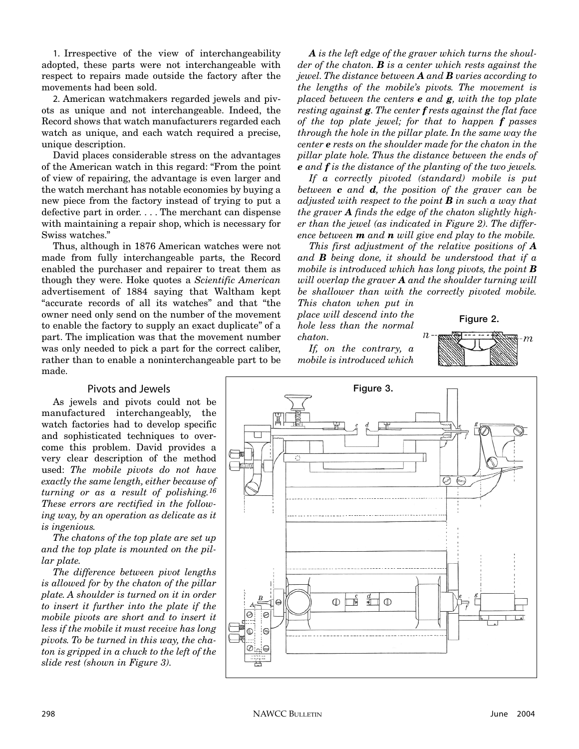1. Irrespective of the view of interchangeability adopted, these parts were not interchangeable with respect to repairs made outside the factory after the movements had been sold.

2. American watchmakers regarded jewels and pivots as unique and not interchangeable. Indeed, the Record shows that watch manufacturers regarded each watch as unique, and each watch required a precise, unique description.

David places considerable stress on the advantages of the American watch in this regard: "From the point of view of repairing, the advantage is even larger and the watch merchant has notable economies by buying a new piece from the factory instead of trying to put a defective part in order. . . . The merchant can dispense with maintaining a repair shop, which is necessary for Swiss watches."

Thus, although in 1876 American watches were not made from fully interchangeable parts, the Record enabled the purchaser and repairer to treat them as though they were. Hoke quotes a *Scientific American* advertisement of 1884 saying that Waltham kept "accurate records of all its watches" and that "the owner need only send on the number of the movement to enable the factory to supply an exact duplicate" of a part. The implication was that the movement number was only needed to pick a part for the correct caliber, rather than to enable a noninterchangeable part to be made.

## Pivots and Jewels

As jewels and pivots could not be manufactured interchangeably, the watch factories had to develop specific and sophisticated techniques to overcome this problem. David provides a very clear description of the method used: *The mobile pivots do not have exactly the same length, either because of turning or as a result of polishing.*[16] *These errors are rectified in the following way, by an operation as delicate as it is ingenious.*

*The chatons of the top plate are set up and the top plate is mounted on the pillar plate.*

*The difference between pivot lengths is allowed for by the chaton of the pillar plate. A shoulder is turned on it in order to insert it further into the plate if the mobile pivots are short and to insert it less if the mobile it must receive has long pivots. To be turned in this way, the chaton is gripped in a chuck to the left of the slide rest (shown in Figure 3).*

***A** is the left edge of the graver which turns the shoulder of the chaton. **B** is a center which rests against the jewel. The distance between **A** and **B** varies according to the lengths of the mobile's pivots. The movement is placed between the centers **e** and **g**, with the top plate resting against **g**. The center **f** rests against the flat face of the top plate jewel; for that to happen **f** passes through the hole in the pillar plate. In the same way the center **e** rests on the shoulder made for the chaton in the pillar plate hole. Thus the distance between the ends of **e** and **f** is the distance of the planting of the two jewels.*

*If a correctly pivoted (standard) mobile is put between **c** and **d**, the position of the graver can be adjusted with respect to the point **B** in such a way that the graver **A** finds the edge of the chaton slightly higher than the jewel (as indicated in Figure 2). The difference between **m** and **n** will give end play to the mobile.*

*This first adjustment of the relative positions of **A** and **B** being done, it should be understood that if a mobile is introduced which has long pivots, the point **B** will overlap the graver **A** and the shoulder turning will be shallower than with the correctly pivoted mobile. This chaton when put in place will descend into the hole less than the normal chaton.*

*If, on the contrary, a mobile is introduced which*

Figure 2.

Figure 3.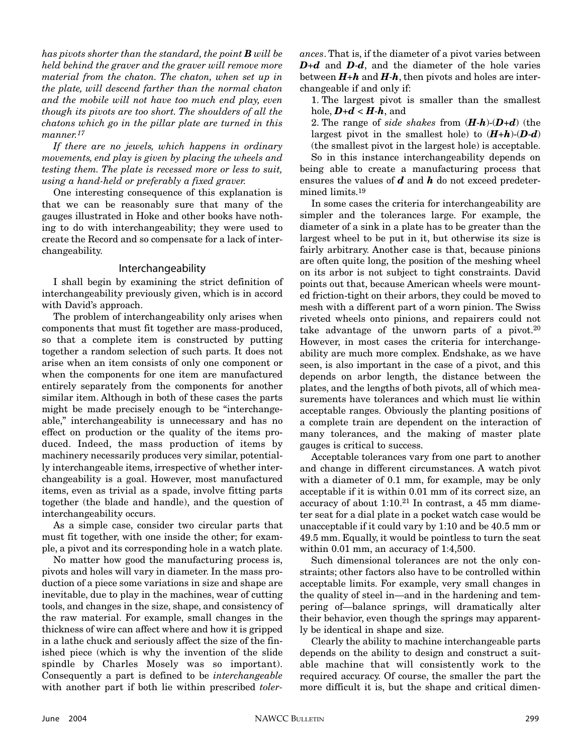*has pivots shorter than the standard, the point **B** will be held behind the graver and the graver will remove more material from the chaton. The chaton, when set up in the plate, will descend farther than the normal chaton and the mobile will not have too much end play, even though its pivots are too short. The shoulders of all the chatons which go in the pillar plate are turned in this manner.*[17]

*If there are no jewels, which happens in ordinary movements, end play is given by placing the wheels and testing them. The plate is recessed more or less to suit, using a hand-held or preferably a fixed graver.*

One interesting consequence of this explanation is that we can be reasonably sure that many of the gauges illustrated in Hoke and other books have nothing to do with interchangeability; they were used to create the Record and so compensate for a lack of interchangeability.

## Interchangeability

I shall begin by examining the strict definition of interchangeability previously given, which is in accord with David's approach.

The problem of interchangeability only arises when components that must fit together are mass-produced, so that a complete item is constructed by putting together a random selection of such parts. It does not arise when an item consists of only one component or when the components for one item are manufactured entirely separately from the components for another similar item. Although in both of these cases the parts might be made precisely enough to be "interchangeable," interchangeability is unnecessary and has no effect on production or the quality of the items produced. Indeed, the mass production of items by machinery necessarily produces very similar, potentially interchangeable items, irrespective of whether interchangeability is a goal. However, most manufactured items, even as trivial as a spade, involve fitting parts together (the blade and handle), and the question of interchangeability occurs.

As a simple case, consider two circular parts that must fit together, with one inside the other; for example, a pivot and its corresponding hole in a watch plate.

No matter how good the manufacturing process is, pivots and holes will vary in diameter. In the mass production of a piece some variations in size and shape are inevitable, due to play in the machines, wear of cutting tools, and changes in the size, shape, and consistency of the raw material. For example, small changes in the thickness of wire can affect where and how it is gripped in a lathe chuck and seriously affect the size of the finished piece (which is why the invention of the slide spindle by Charles Mosely was so important). Consequently a part is defined to be *interchangeable* with another part if both lie within prescribed *tolerances*. That is, if the diameter of a pivot varies between $D+d$ and $D-d$, and the diameter of the hole varies between $H+h$ and $H-h$, then pivots and holes are interchangeable if and only if:

1. The largest pivot is smaller than the smallest hole, $D+d < H-h$, and
2. The range of *side shakes* from $(H-h)-(D+d)$ (the largest pivot in the smallest hole) to $(H+h)-(D-d)$ (the smallest pivot in the largest hole) is acceptable.

So in this instance interchangeability depends on being able to create a manufacturing process that ensures the values of $d$ and $h$ do not exceed predetermined limits.[19]

In some cases the criteria for interchangeability are simpler and the tolerances large. For example, the diameter of a sink in a plate has to be greater than the largest wheel to be put in it, but otherwise its size is fairly arbitrary. Another case is that, because pinions are often quite long, the position of the meshing wheel on its arbor is not subject to tight constraints. David points out that, because American wheels were mounted friction-tight on their arbors, they could be moved to mesh with a different part of a worn pinion. The Swiss riveted wheels onto pinions, and repairers could not take advantage of the unworn parts of a pivot.[20] However, in most cases the criteria for interchangeability are much more complex. Endshake, as we have seen, is also important in the case of a pivot, and this depends on arbor length, the distance between the plates, and the lengths of both pivots, all of which measurements have tolerances and which must lie within acceptable ranges. Obviously the planting positions of a complete train are dependent on the interaction of many tolerances, and the making of master plate gauges is critical to success.

Acceptable tolerances vary from one part to another and change in different circumstances. A watch pivot with a diameter of 0.1 mm, for example, may be only acceptable if it is within 0.01 mm of its correct size, an accuracy of about 1:10.[21] In contrast, a 45 mm diameter seat for a dial plate in a pocket watch case would be unacceptable if it could vary by 1:10 and be 40.5 mm or 49.5 mm. Equally, it would be pointless to turn the seat within 0.01 mm, an accuracy of 1:4,500.

Such dimensional tolerances are not the only constraints; other factors also have to be controlled within acceptable limits. For example, very small changes in the quality of steel in—and in the hardening and tempering of—balance springs, will dramatically alter their behavior, even though the springs may apparently be identical in shape and size.

Clearly the ability to machine interchangeable parts depends on the ability to design and construct a suitable machine that will consistently work to the required accuracy. Of course, the smaller the part the more difficult it is, but the shape and critical dimen-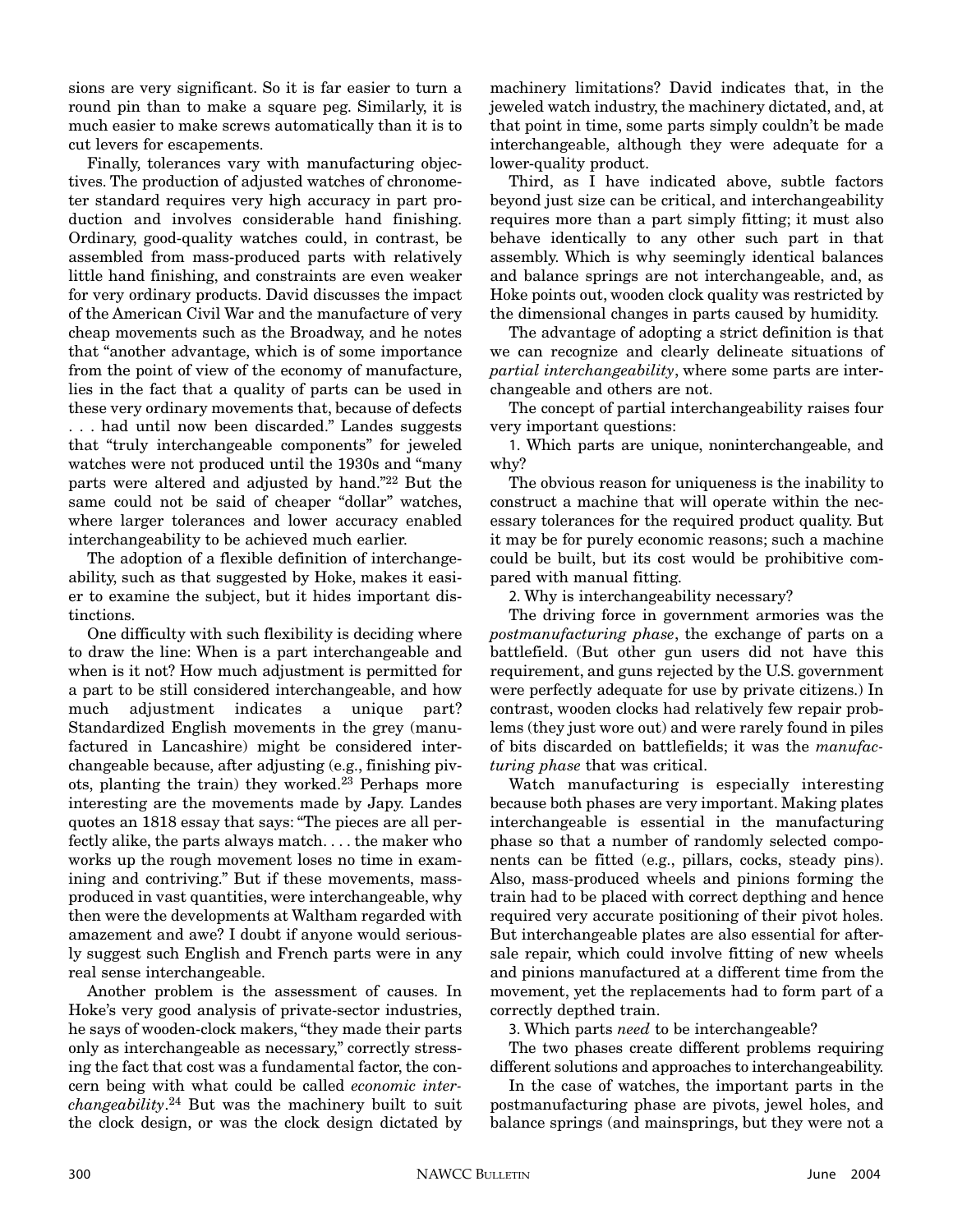sions are very significant. So it is far easier to turn a round pin than to make a square peg. Similarly, it is much easier to make screws automatically than it is to cut levers for escapements.

Finally, tolerances vary with manufacturing objectives. The production of adjusted watches of chronometer standard requires very high accuracy in part production and involves considerable hand finishing. Ordinary, good-quality watches could, in contrast, be assembled from mass-produced parts with relatively little hand finishing, and constraints are even weaker for very ordinary products. David discusses the impact of the American Civil War and the manufacture of very cheap movements such as the Broadway, and he notes that "another advantage, which is of some importance from the point of view of the economy of manufacture, lies in the fact that a quality of parts can be used in these very ordinary movements that, because of defects . . . had until now been discarded." Landes suggests that "truly interchangeable components" for jeweled watches were not produced until the 1930s and "many parts were altered and adjusted by hand."[22] But the same could not be said of cheaper "dollar" watches, where larger tolerances and lower accuracy enabled interchangeability to be achieved much earlier.

The adoption of a flexible definition of interchangeability, such as that suggested by Hoke, makes it easier to examine the subject, but it hides important distinctions.

One difficulty with such flexibility is deciding where to draw the line: When is a part interchangeable and when is it not? How much adjustment is permitted for a part to be still considered interchangeable, and how much adjustment indicates a unique part? Standardized English movements in the grey (manufactured in Lancashire) might be considered interchangeable because, after adjusting (e.g., finishing pivots, planting the train) they worked.[23] Perhaps more interesting are the movements made by Japy. Landes quotes an 1818 essay that says: "The pieces are all perfectly alike, the parts always match. . . . the maker who works up the rough movement loses no time in examining and contriving." But if these movements, mass-produced in vast quantities, were interchangeable, why then were the developments at Waltham regarded with amazement and awe? I doubt if anyone would seriously suggest such English and French parts were in any real sense interchangeable.

Another problem is the assessment of causes. In Hoke's very good analysis of private-sector industries, he says of wooden-clock makers, "they made their parts only as interchangeable as necessary," correctly stressing the fact that cost was a fundamental factor, the concern being with what could be called *economic interchangeability*.[24] But was the machinery built to suit the clock design, or was the clock design dictated by machinery limitations? David indicates that, in the jeweled watch industry, the machinery dictated, and, at that point in time, some parts simply couldn't be made interchangeable, although they were adequate for a lower-quality product.

Third, as I have indicated above, subtle factors beyond just size can be critical, and interchangeability requires more than a part simply fitting; it must also behave identically to any other such part in that assembly. Which is why seemingly identical balances and balance springs are not interchangeable, and, as Hoke points out, wooden clock quality was restricted by the dimensional changes in parts caused by humidity.

The advantage of adopting a strict definition is that we can recognize and clearly delineate situations of *partial interchangeability*, where some parts are interchangeable and others are not.

The concept of partial interchangeability raises four very important questions:

1. Which parts are unique, noninterchangeable, and why?

The obvious reason for uniqueness is the inability to construct a machine that will operate within the necessary tolerances for the required product quality. But it may be for purely economic reasons; such a machine could be built, but its cost would be prohibitive compared with manual fitting.

2. Why is interchangeability necessary?

The driving force in government armories was the *postmanufacturing phase*, the exchange of parts on a battlefield. (But other gun users did not have this requirement, and guns rejected by the U.S. government were perfectly adequate for use by private citizens.) In contrast, wooden clocks had relatively few repair problems (they just wore out) and were rarely found in piles of bits discarded on battlefields; it was the *manufacturing phase* that was critical.

Watch manufacturing is especially interesting because both phases are very important. Making plates interchangeable is essential in the manufacturing phase so that a number of randomly selected components can be fitted (e.g., pillars, cocks, steady pins). Also, mass-produced wheels and pinions forming the train had to be placed with correct depthing and hence required very accurate positioning of their pivot holes. But interchangeable plates are also essential for aftersale repair, which could involve fitting of new wheels and pinions manufactured at a different time from the movement, yet the replacements had to form part of a correctly depthed train.

3. Which parts *need* to be interchangeable?

The two phases create different problems requiring different solutions and approaches to interchangeability.

In the case of watches, the important parts in the postmanufacturing phase are pivots, jewel holes, and balance springs (and mainsprings, but they were not a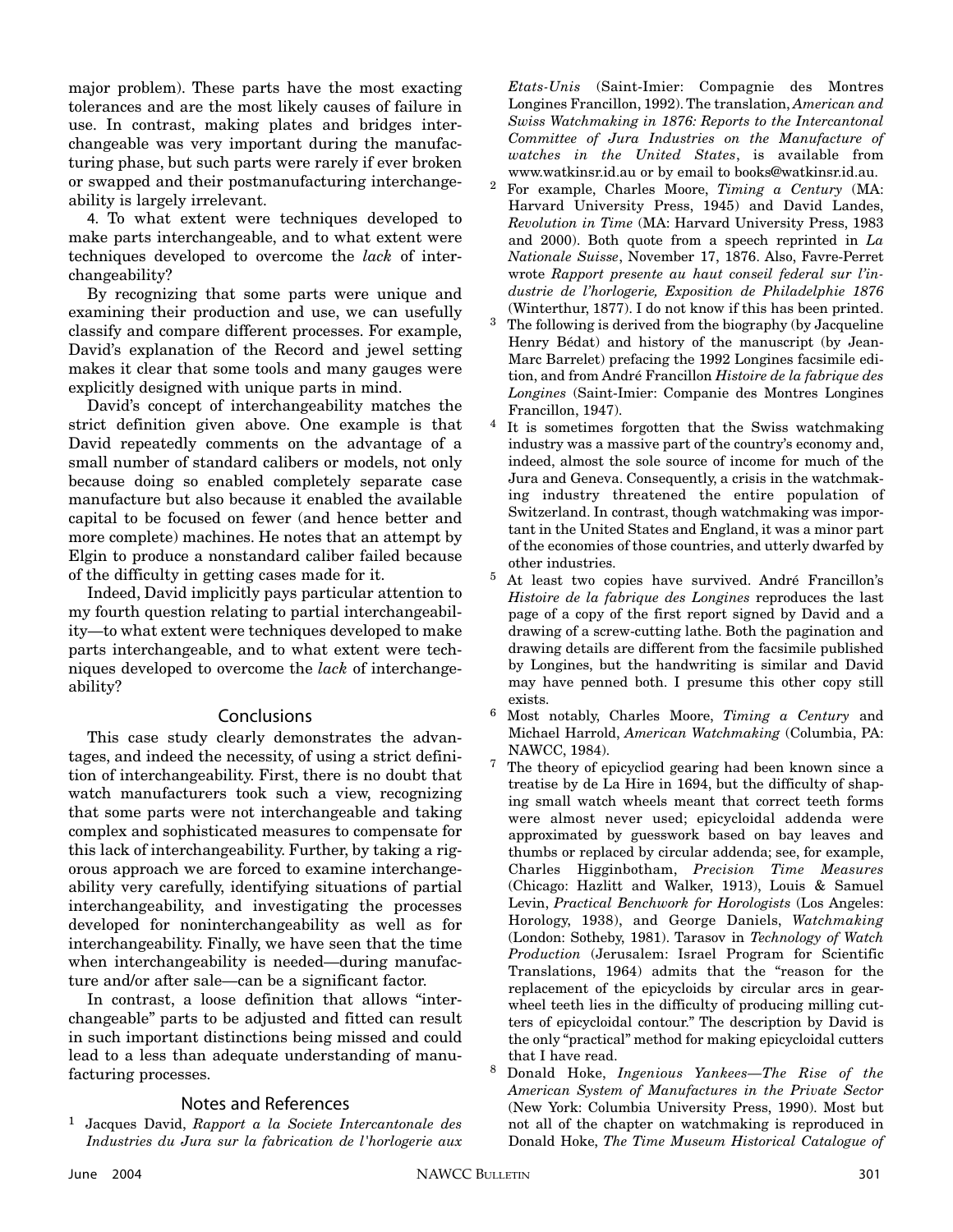major problem). These parts have the most exacting tolerances and are the most likely causes of failure in use. In contrast, making plates and bridges interchangeable was very important during the manufacturing phase, but such parts were rarely if ever broken or swapped and their postmanufacturing interchangeability is largely irrelevant.

4. To what extent were techniques developed to make parts interchangeable, and to what extent were techniques developed to overcome the *lack* of interchangeability?

By recognizing that some parts were unique and examining their production and use, we can usefully classify and compare different processes. For example, David's explanation of the Record and jewel setting makes it clear that some tools and many gauges were explicitly designed with unique parts in mind.

David's concept of interchangeability matches the strict definition given above. One example is that David repeatedly comments on the advantage of a small number of standard calibers or models, not only because doing so enabled completely separate case manufacture but also because it enabled the available capital to be focused on fewer (and hence better and more complete) machines. He notes that an attempt by Elgin to produce a nonstandard caliber failed because of the difficulty in getting cases made for it.

Indeed, David implicitly pays particular attention to my fourth question relating to partial interchangeability—to what extent were techniques developed to make parts interchangeable, and to what extent were techniques developed to overcome the *lack* of interchangeability?

## Conclusions

This case study clearly demonstrates the advantages, and indeed the necessity, of using a strict definition of interchangeability. First, there is no doubt that watch manufacturers took such a view, recognizing that some parts were not interchangeable and taking complex and sophisticated measures to compensate for this lack of interchangeability. Further, by taking a rigorous approach we are forced to examine interchangeability very carefully, identifying situations of partial interchangeability, and investigating the processes developed for noninterchangeability as well as for interchangeability. Finally, we have seen that the time when interchangeability is needed—during manufacture and/or after sale—can be a significant factor.

In contrast, a loose definition that allows "interchangeable" parts to be adjusted and fitted can result in such important distinctions being missed and could lead to a less than adequate understanding of manufacturing processes.

## Notes and References

1. Jacques David, *Rapport a la Societe Intercantonale des Industries du Jura sur la fabrication de l'horlogerie aux Etats-Unis* (Saint-Imier: Compagnie des Montres Longines Francillon, 1992). The translation, *American and Swiss Watchmaking in 1876: Reports to the Intercantonal Committee of Jura Industries on the Manufacture of watches in the United States*, is available from www.watkinsr.id.au or by email to books@watkinsr.id.au.

2. For example, Charles Moore, *Timing a Century* (MA: Harvard University Press, 1945) and David Landes, *Revolution in Time* (MA: Harvard University Press, 1983 and 2000). Both quote from a speech reprinted in *La Nationale Suisse*, November 17, 1876. Also, Favre-Perret wrote *Rapport presente au haut conseil federal sur l'industrie de l'horlogerie, Exposition de Philadelphie 1876* (Winterthur, 1877). I do not know if this has been printed.

3. The following is derived from the biography (by Jacqueline Henry Bédat) and history of the manuscript (by Jean-Marc Barrelet) prefacing the 1992 Longines facsimile edition, and from André Francillon *Histoire de la fabrique des Longines* (Saint-Imier: Companie des Montres Longines Francillon, 1947).

4. It is sometimes forgotten that the Swiss watchmaking industry was a massive part of the country's economy and, indeed, almost the sole source of income for much of the Jura and Geneva. Consequently, a crisis in the watchmaking industry threatened the entire population of Switzerland. In contrast, though watchmaking was important in the United States and England, it was a minor part of the economies of those countries, and utterly dwarfed by other industries.

5. At least two copies have survived. André Francillon's *Histoire de la fabrique des Longines* reproduces the last page of a copy of the first report signed by David and a drawing of a screw-cutting lathe. Both the pagination and drawing details are different from the facsimile published by Longines, but the handwriting is similar and David may have penned both. I presume this other copy still exists.

6. Most notably, Charles Moore, *Timing a Century* and Michael Harrold, *American Watchmaking* (Columbia, PA: NAWCC, 1984).

7. The theory of epicycliod gearing had been known since a treatise by de La Hire in 1694, but the difficulty of shaping small watch wheels meant that correct teeth forms were almost never used; epicycloidal addenda were approximated by guesswork based on bay leaves and thumbs or replaced by circular addenda; see, for example, Charles Higginbotham, *Precision Time Measures* (Chicago: Hazlitt and Walker, 1913), Louis & Samuel Levin, *Practical Benchwork for Horologists* (Los Angeles: Horology, 1938), and George Daniels, *Watchmaking* (London: Sotheby, 1981). Tarasov in *Technology of Watch Production* (Jerusalem: Israel Program for Scientific Translations, 1964) admits that the "reason for the replacement of the epicycloids by circular arcs in gearwheel teeth lies in the difficulty of producing milling cutters of epicycloidal contour." The description by David is the only "practical" method for making epicycloidal cutters that I have read.

8. Donald Hoke, *Ingenious Yankees—The Rise of the American System of Manufactures in the Private Sector* (New York: Columbia University Press, 1990). Most but not all of the chapter on watchmaking is reproduced in Donald Hoke, *The Time Museum Historical Catalogue of*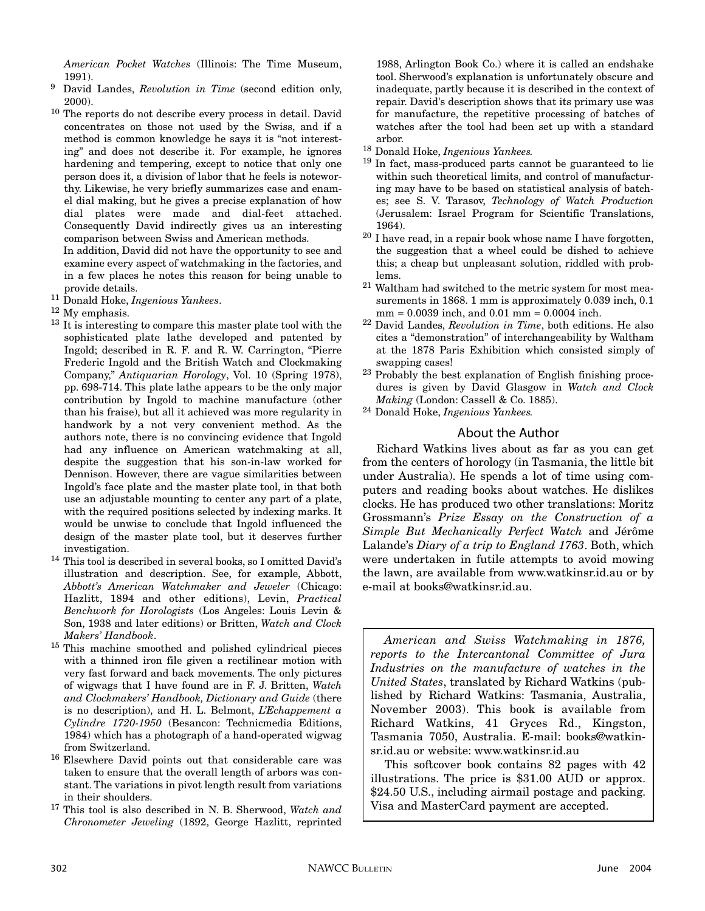*American Pocket Watches* (Illinois: The Time Museum, 1991).

9 David Landes, *Revolution in Time* (second edition only, 2000).

10 The reports do not describe every process in detail. David concentrates on those not used by the Swiss, and if a method is common knowledge he says it is "not interesting" and does not describe it. For example, he ignores hardening and tempering, except to notice that only one person does it, a division of labor that he feels is noteworthy. Likewise, he very briefly summarizes case and enamel dial making, but he gives a precise explanation of how dial plates were made and dial-feet attached. Consequently David indirectly gives us an interesting comparison between Swiss and American methods.
In addition, David did not have the opportunity to see and examine every aspect of watchmaking in the factories, and in a few places he notes this reason for being unable to provide details.

11 Donald Hoke, *Ingenious Yankees*.

12 My emphasis.

13 It is interesting to compare this master plate tool with the sophisticated plate lathe developed and patented by Ingold; described in R. F. and R. W. Carrington, "Pierre Frederic Ingold and the British Watch and Clockmaking Company," *Antiquarian Horology*, Vol. 10 (Spring 1978), pp. 698-714. This plate lathe appears to be the only major contribution by Ingold to machine manufacture (other than his fraise), but all it achieved was more regularity in handwork by a not very convenient method. As the authors note, there is no convincing evidence that Ingold had any influence on American watchmaking at all, despite the suggestion that his son-in-law worked for Dennison. However, there are vague similarities between Ingold's face plate and the master plate tool, in that both use an adjustable mounting to center any part of a plate, with the required positions selected by indexing marks. It would be unwise to conclude that Ingold influenced the design of the master plate tool, but it deserves further investigation.

14 This tool is described in several books, so I omitted David's illustration and description. See, for example, Abbott, *Abbott's American Watchmaker and Jeweler* (Chicago: Hazlitt, 1894 and other editions), Levin, *Practical Benchwork for Horologists* (Los Angeles: Louis Levin & Son, 1938 and later editions) or Britten, *Watch and Clock Makers' Handbook*.

15 This machine smoothed and polished cylindrical pieces with a thinned iron file given a rectilinear motion with very fast forward and back movements. The only pictures of wigwags that I have found are in F. J. Britten, *Watch and Clockmakers' Handbook, Dictionary and Guide* (there is no description), and H. L. Belmont, *L'Echappement a Cylindre 1720-1950* (Besancon: Technicmedia Editions, 1984) which has a photograph of a hand-operated wigwag from Switzerland.

16 Elsewhere David points out that considerable care was taken to ensure that the overall length of arbors was constant. The variations in pivot length result from variations in their shoulders.

17 This tool is also described in N. B. Sherwood, *Watch and Chronometer Jeweling* (1892, George Hazlitt, reprinted 1988, Arlington Book Co.) where it is called an endshake tool. Sherwood's explanation is unfortunately obscure and inadequate, partly because it is described in the context of repair. David's description shows that its primary use was for manufacture, the repetitive processing of batches of watches after the tool had been set up with a standard arbor.

18 Donald Hoke, *Ingenious Yankees.*

19 In fact, mass-produced parts cannot be guaranteed to lie within such theoretical limits, and control of manufacturing may have to be based on statistical analysis of batches; see S. V. Tarasov, *Technology of Watch Production* (Jerusalem: Israel Program for Scientific Translations, 1964).

20 I have read, in a repair book whose name I have forgotten, the suggestion that a wheel could be dished to achieve this; a cheap but unpleasant solution, riddled with problems.

21 Waltham had switched to the metric system for most measurements in 1868. 1 mm is approximately 0.039 inch, 0.1 mm = 0.0039 inch, and 0.01 mm = 0.0004 inch.

22 David Landes, *Revolution in Time*, both editions. He also cites a "demonstration" of interchangeability by Waltham at the 1878 Paris Exhibition which consisted simply of swapping cases!

23 Probably the best explanation of English finishing procedures is given by David Glasgow in *Watch and Clock Making* (London: Cassell & Co. 1885).

24 Donald Hoke, *Ingenious Yankees.*

## About the Author

Richard Watkins lives about as far as you can get from the centers of horology (in Tasmania, the little bit under Australia). He spends a lot of time using computers and reading books about watches. He dislikes clocks. He has produced two other translations: Moritz Grossmann's *Prize Essay on the Construction of a Simple But Mechanically Perfect Watch* and Jérôme Lalande's *Diary of a trip to England 1763*. Both, which were undertaken in futile attempts to avoid mowing the lawn, are available from www.watkinsr.id.au or by e-mail at books@watkinsr.id.au.

*American and Swiss Watchmaking in 1876, reports to the Intercantonal Committee of Jura Industries on the manufacture of watches in the United States*, translated by Richard Watkins (published by Richard Watkins: Tasmania, Australia, November 2003). This book is available from Richard Watkins, 41 Gryces Rd., Kingston, Tasmania 7050, Australia. E-mail: books@watkinsr.id.au or website: www.watkinsr.id.au

This softcover book contains 82 pages with 42 illustrations. The price is $31.00 AUD or approx. $24.50 U.S., including airmail postage and packing. Visa and MasterCard payment are accepted.